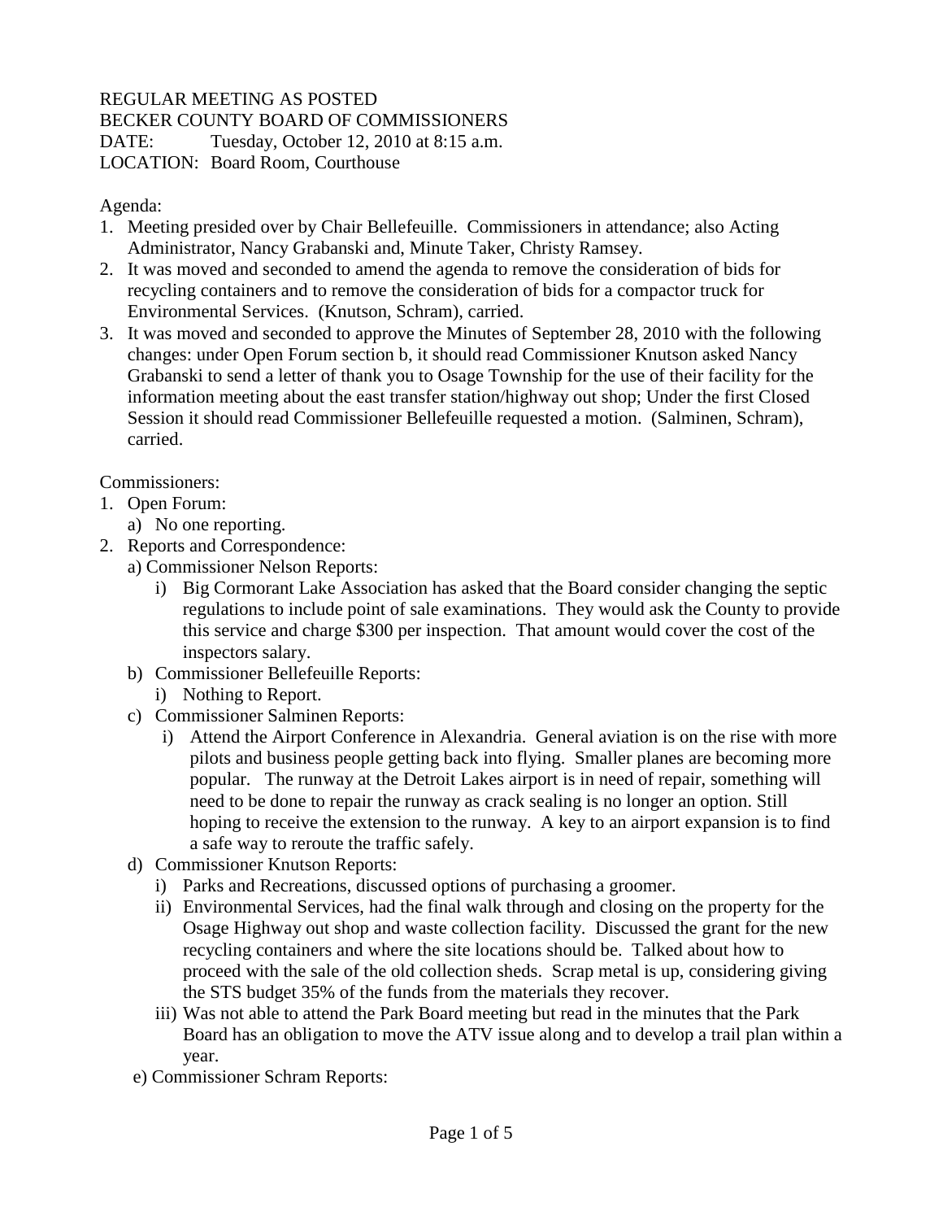REGULAR MEETING AS POSTED
BECKER COUNTY BOARD OF COMMISSIONERS
DATE: Tuesday, October 12, 2010 at 8:15 a.m.
LOCATION: Board Room, Courthouse

Agenda:

1. Meeting presided over by Chair Bellefeuille. Commissioners in attendance; also Acting Administrator, Nancy Grabanski and, Minute Taker, Christy Ramsey.
2. It was moved and seconded to amend the agenda to remove the consideration of bids for recycling containers and to remove the consideration of bids for a compactor truck for Environmental Services. (Knutson, Schram), carried.
3. It was moved and seconded to approve the Minutes of September 28, 2010 with the following changes: under Open Forum section b, it should read Commissioner Knutson asked Nancy Grabanski to send a letter of thank you to Osage Township for the use of their facility for the information meeting about the east transfer station/highway out shop; Under the first Closed Session it should read Commissioner Bellefeuille requested a motion. (Salminen, Schram), carried.

Commissioners:

1. Open Forum:
   a) No one reporting.
2. Reports and Correspondence:
   a) Commissioner Nelson Reports:
      i) Big Cormorant Lake Association has asked that the Board consider changing the septic regulations to include point of sale examinations. They would ask the County to provide this service and charge $300 per inspection. That amount would cover the cost of the inspectors salary.
   b) Commissioner Bellefeuille Reports:
      i) Nothing to Report.
   c) Commissioner Salminen Reports:
      i) Attend the Airport Conference in Alexandria. General aviation is on the rise with more pilots and business people getting back into flying. Smaller planes are becoming more popular. The runway at the Detroit Lakes airport is in need of repair, something will need to be done to repair the runway as crack sealing is no longer an option. Still hoping to receive the extension to the runway. A key to an airport expansion is to find a safe way to reroute the traffic safely.
   d) Commissioner Knutson Reports:
      i) Parks and Recreations, discussed options of purchasing a groomer.
      ii) Environmental Services, had the final walk through and closing on the property for the Osage Highway out shop and waste collection facility. Discussed the grant for the new recycling containers and where the site locations should be. Talked about how to proceed with the sale of the old collection sheds. Scrap metal is up, considering giving the STS budget 35% of the funds from the materials they recover.
      iii) Was not able to attend the Park Board meeting but read in the minutes that the Park Board has an obligation to move the ATV issue along and to develop a trail plan within a year.
   e) Commissioner Schram Reports: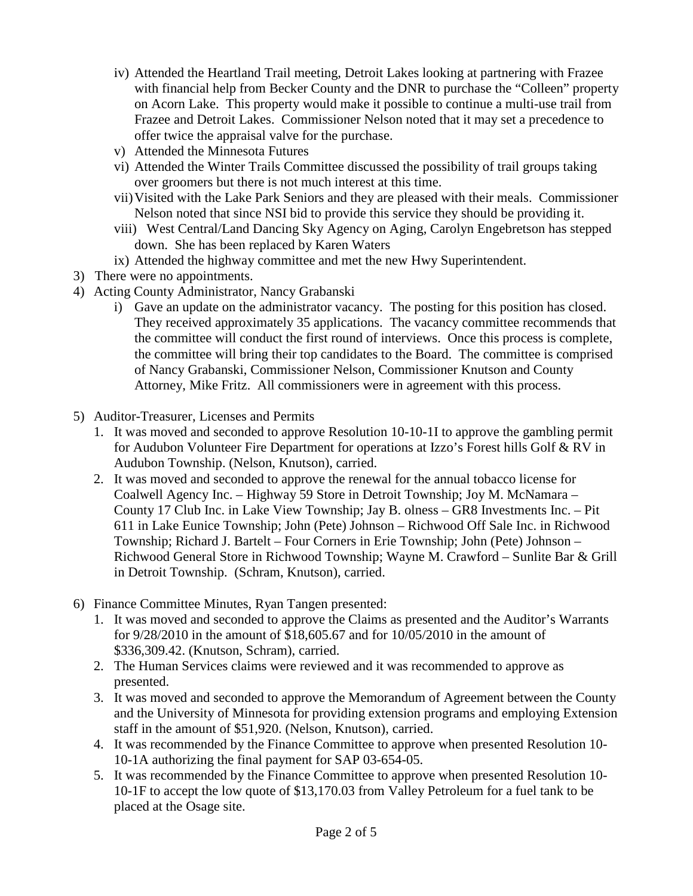- iv) Attended the Heartland Trail meeting, Detroit Lakes looking at partnering with Frazee with financial help from Becker County and the DNR to purchase the "Colleen" property on Acorn Lake. This property would make it possible to continue a multi-use trail from Frazee and Detroit Lakes. Commissioner Nelson noted that it may set a precedence to offer twice the appraisal valve for the purchase.
- v) Attended the Minnesota Futures
- vi) Attended the Winter Trails Committee discussed the possibility of trail groups taking over groomers but there is not much interest at this time.
- vii) Visited with the Lake Park Seniors and they are pleased with their meals. Commissioner Nelson noted that since NSI bid to provide this service they should be providing it.
- viii) West Central/Land Dancing Sky Agency on Aging, Carolyn Engebretson has stepped down. She has been replaced by Karen Waters
- ix) Attended the highway committee and met the new Hwy Superintendent.

3) There were no appointments.

4) Acting County Administrator, Nancy Grabanski
   - i) Gave an update on the administrator vacancy. The posting for this position has closed. They received approximately 35 applications. The vacancy committee recommends that the committee will conduct the first round of interviews. Once this process is complete, the committee will bring their top candidates to the Board. The committee is comprised of Nancy Grabanski, Commissioner Nelson, Commissioner Knutson and County Attorney, Mike Fritz. All commissioners were in agreement with this process.

5) Auditor-Treasurer, Licenses and Permits
   1. It was moved and seconded to approve Resolution 10-10-1I to approve the gambling permit for Audubon Volunteer Fire Department for operations at Izzo's Forest hills Golf & RV in Audubon Township. (Nelson, Knutson), carried.
   2. It was moved and seconded to approve the renewal for the annual tobacco license for Coalwell Agency Inc. – Highway 59 Store in Detroit Township; Joy M. McNamara – County 17 Club Inc. in Lake View Township; Jay B. olness – GR8 Investments Inc. – Pit 611 in Lake Eunice Township; John (Pete) Johnson – Richwood Off Sale Inc. in Richwood Township; Richard J. Bartelt – Four Corners in Erie Township; John (Pete) Johnson – Richwood General Store in Richwood Township; Wayne M. Crawford – Sunlite Bar & Grill in Detroit Township. (Schram, Knutson), carried.

6) Finance Committee Minutes, Ryan Tangen presented:
   1. It was moved and seconded to approve the Claims as presented and the Auditor's Warrants for 9/28/2010 in the amount of $18,605.67 and for 10/05/2010 in the amount of $336,309.42. (Knutson, Schram), carried.
   2. The Human Services claims were reviewed and it was recommended to approve as presented.
   3. It was moved and seconded to approve the Memorandum of Agreement between the County and the University of Minnesota for providing extension programs and employing Extension staff in the amount of $51,920. (Nelson, Knutson), carried.
   4. It was recommended by the Finance Committee to approve when presented Resolution 10-10-1A authorizing the final payment for SAP 03-654-05.
   5. It was recommended by the Finance Committee to approve when presented Resolution 10-10-1F to accept the low quote of $13,170.03 from Valley Petroleum for a fuel tank to be placed at the Osage site.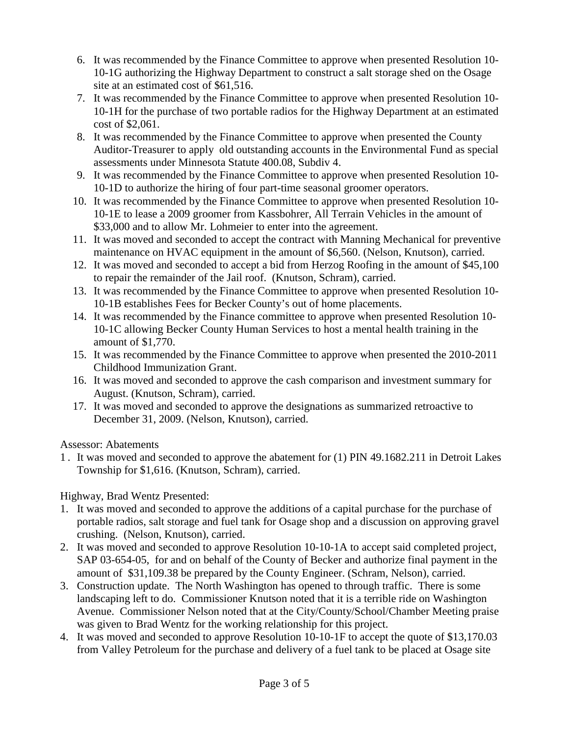6. It was recommended by the Finance Committee to approve when presented Resolution 10-10-1G authorizing the Highway Department to construct a salt storage shed on the Osage site at an estimated cost of $61,516.
7. It was recommended by the Finance Committee to approve when presented Resolution 10-10-1H for the purchase of two portable radios for the Highway Department at an estimated cost of $2,061.
8. It was recommended by the Finance Committee to approve when presented the County Auditor-Treasurer to apply old outstanding accounts in the Environmental Fund as special assessments under Minnesota Statute 400.08, Subdiv 4.
9. It was recommended by the Finance Committee to approve when presented Resolution 10-10-1D to authorize the hiring of four part-time seasonal groomer operators.
10. It was recommended by the Finance Committee to approve when presented Resolution 10-10-1E to lease a 2009 groomer from Kassbohrer, All Terrain Vehicles in the amount of $33,000 and to allow Mr. Lohmeier to enter into the agreement.
11. It was moved and seconded to accept the contract with Manning Mechanical for preventive maintenance on HVAC equipment in the amount of $6,560. (Nelson, Knutson), carried.
12. It was moved and seconded to accept a bid from Herzog Roofing in the amount of $45,100 to repair the remainder of the Jail roof. (Knutson, Schram), carried.
13. It was recommended by the Finance Committee to approve when presented Resolution 10-10-1B establishes Fees for Becker County's out of home placements.
14. It was recommended by the Finance committee to approve when presented Resolution 10-10-1C allowing Becker County Human Services to host a mental health training in the amount of $1,770.
15. It was recommended by the Finance Committee to approve when presented the 2010-2011 Childhood Immunization Grant.
16. It was moved and seconded to approve the cash comparison and investment summary for August. (Knutson, Schram), carried.
17. It was moved and seconded to approve the designations as summarized retroactive to December 31, 2009. (Nelson, Knutson), carried.

Assessor: Abatements

1. It was moved and seconded to approve the abatement for (1) PIN 49.1682.211 in Detroit Lakes Township for $1,616. (Knutson, Schram), carried.

Highway, Brad Wentz Presented:

1. It was moved and seconded to approve the additions of a capital purchase for the purchase of portable radios, salt storage and fuel tank for Osage shop and a discussion on approving gravel crushing. (Nelson, Knutson), carried.
2. It was moved and seconded to approve Resolution 10-10-1A to accept said completed project, SAP 03-654-05, for and on behalf of the County of Becker and authorize final payment in the amount of $31,109.38 be prepared by the County Engineer. (Schram, Nelson), carried.
3. Construction update. The North Washington has opened to through traffic. There is some landscaping left to do. Commissioner Knutson noted that it is a terrible ride on Washington Avenue. Commissioner Nelson noted that at the City/County/School/Chamber Meeting praise was given to Brad Wentz for the working relationship for this project.
4. It was moved and seconded to approve Resolution 10-10-1F to accept the quote of $13,170.03 from Valley Petroleum for the purchase and delivery of a fuel tank to be placed at Osage site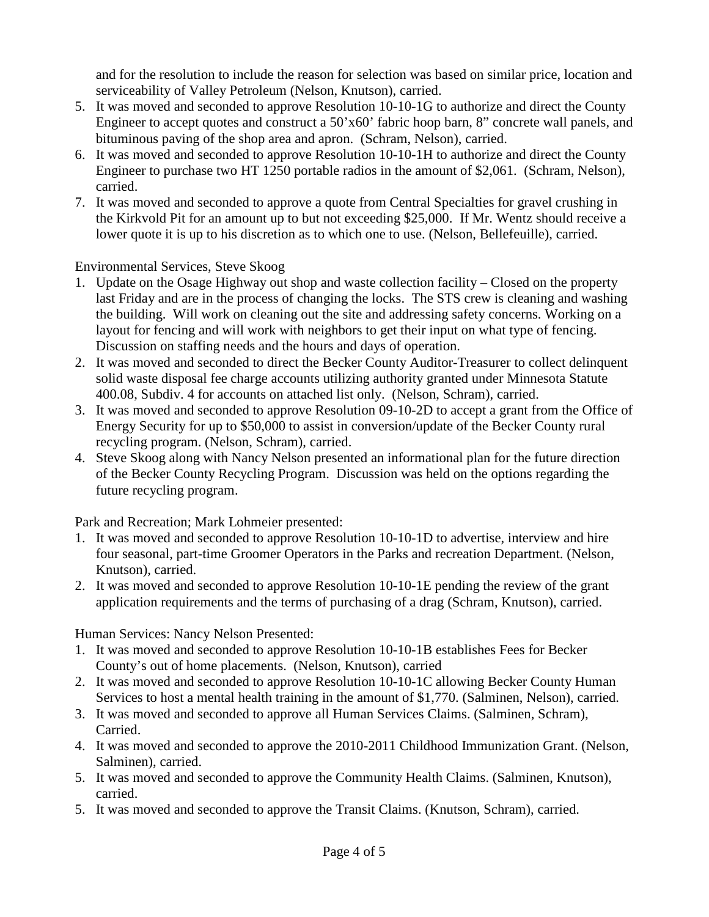and for the resolution to include the reason for selection was based on similar price, location and serviceability of Valley Petroleum (Nelson, Knutson), carried.

5. It was moved and seconded to approve Resolution 10-10-1G to authorize and direct the County Engineer to accept quotes and construct a 50'x60' fabric hoop barn, 8" concrete wall panels, and bituminous paving of the shop area and apron. (Schram, Nelson), carried.
6. It was moved and seconded to approve Resolution 10-10-1H to authorize and direct the County Engineer to purchase two HT 1250 portable radios in the amount of $2,061. (Schram, Nelson), carried.
7. It was moved and seconded to approve a quote from Central Specialties for gravel crushing in the Kirkvold Pit for an amount up to but not exceeding $25,000. If Mr. Wentz should receive a lower quote it is up to his discretion as to which one to use. (Nelson, Bellefeuille), carried.

Environmental Services, Steve Skoog

1. Update on the Osage Highway out shop and waste collection facility – Closed on the property last Friday and are in the process of changing the locks. The STS crew is cleaning and washing the building. Will work on cleaning out the site and addressing safety concerns. Working on a layout for fencing and will work with neighbors to get their input on what type of fencing. Discussion on staffing needs and the hours and days of operation.
2. It was moved and seconded to direct the Becker County Auditor-Treasurer to collect delinquent solid waste disposal fee charge accounts utilizing authority granted under Minnesota Statute 400.08, Subdiv. 4 for accounts on attached list only. (Nelson, Schram), carried.
3. It was moved and seconded to approve Resolution 09-10-2D to accept a grant from the Office of Energy Security for up to $50,000 to assist in conversion/update of the Becker County rural recycling program. (Nelson, Schram), carried.
4. Steve Skoog along with Nancy Nelson presented an informational plan for the future direction of the Becker County Recycling Program. Discussion was held on the options regarding the future recycling program.

Park and Recreation; Mark Lohmeier presented:

1. It was moved and seconded to approve Resolution 10-10-1D to advertise, interview and hire four seasonal, part-time Groomer Operators in the Parks and recreation Department. (Nelson, Knutson), carried.
2. It was moved and seconded to approve Resolution 10-10-1E pending the review of the grant application requirements and the terms of purchasing of a drag (Schram, Knutson), carried.

Human Services: Nancy Nelson Presented:

1. It was moved and seconded to approve Resolution 10-10-1B establishes Fees for Becker County's out of home placements. (Nelson, Knutson), carried
2. It was moved and seconded to approve Resolution 10-10-1C allowing Becker County Human Services to host a mental health training in the amount of $1,770. (Salminen, Nelson), carried.
3. It was moved and seconded to approve all Human Services Claims. (Salminen, Schram), Carried.
4. It was moved and seconded to approve the 2010-2011 Childhood Immunization Grant. (Nelson, Salminen), carried.
5. It was moved and seconded to approve the Community Health Claims. (Salminen, Knutson), carried.
5. It was moved and seconded to approve the Transit Claims. (Knutson, Schram), carried.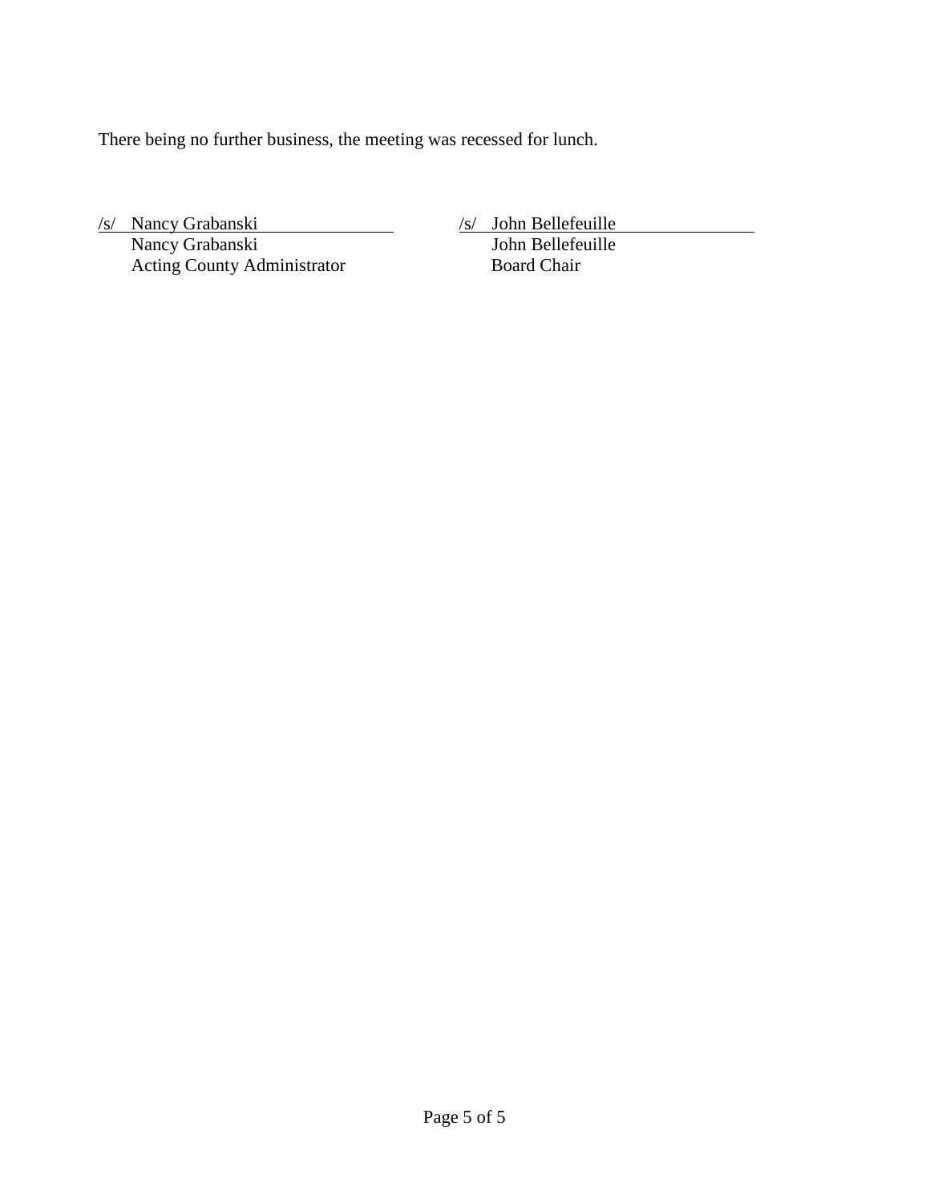There being no further business, the meeting was recessed for lunch.

| | |
|---|---|
| /s/ Nancy Grabanski | /s/ John Bellefeuille |
| Nancy Grabanski | John Bellefeuille |
| Acting County Administrator | Board Chair |